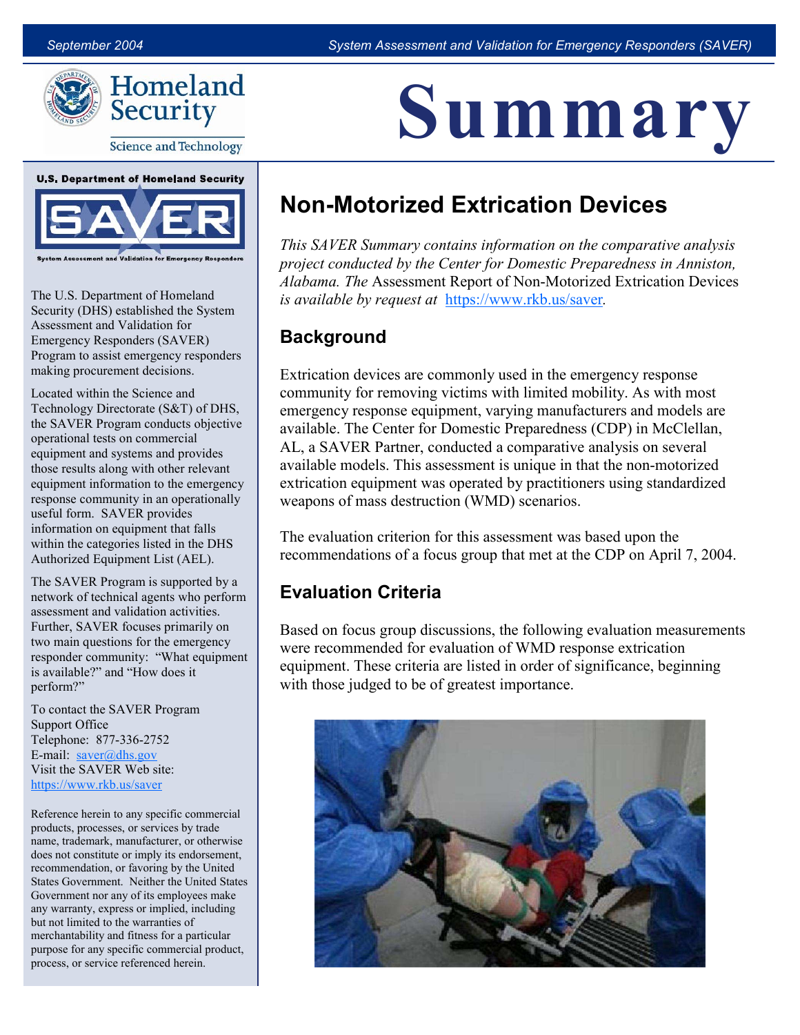# Summary

## Non-Motorized Extrication Devices

*This SAVER Summary contains information on the comparative analysis project conducted by the Center for Domestic Preparedness in Anniston, Alabama. The* Assessment Report of Non-Motorized Extrication Devices *is available by request at* https://www.rkb.us/saver.

### Background

Extrication devices are commonly used in the emergency response community for removing victims with limited mobility. As with most emergency response equipment, varying manufacturers and models are available. The Center for Domestic Preparedness (CDP) in McClellan, AL, a SAVER Partner, conducted a comparative analysis on several available models. This assessment is unique in that the non-motorized extrication equipment was operated by practitioners using standardized weapons of mass destruction (WMD) scenarios.

The evaluation criterion for this assessment was based upon the recommendations of a focus group that met at the CDP on April 7, 2004.

### Evaluation Criteria

Based on focus group discussions, the following evaluation measurements were recommended for evaluation of WMD response extrication equipment. These criteria are listed in order of significance, beginning with those judged to be of greatest importance.

**U.S. Department of Homeland Security**

**SAVER** — System Assessment and Validation for Emergency Responders

The U.S. Department of Homeland Security (DHS) established the System Assessment and Validation for Emergency Responders (SAVER) Program to assist emergency responders making procurement decisions.

Located within the Science and Technology Directorate (S&T) of DHS, the SAVER Program conducts objective operational tests on commercial equipment and systems and provides those results along with other relevant equipment information to the emergency response community in an operationally useful form. SAVER provides information on equipment that falls within the categories listed in the DHS Authorized Equipment List (AEL).

The SAVER Program is supported by a network of technical agents who perform assessment and validation activities. Further, SAVER focuses primarily on two main questions for the emergency responder community: "What equipment is available?" and "How does it perform?"

To contact the SAVER Program Support Office
Telephone: 877-336-2752
E-mail: saver@dhs.gov
Visit the SAVER Web site:
https://www.rkb.us/saver

Reference herein to any specific commercial products, processes, or services by trade name, trademark, manufacturer, or otherwise does not constitute or imply its endorsement, recommendation, or favoring by the United States Government. Neither the United States Government nor any of its employees make any warranty, express or implied, including but not limited to the warranties of merchantability and fitness for a particular purpose for any specific commercial product, process, or service referenced herein.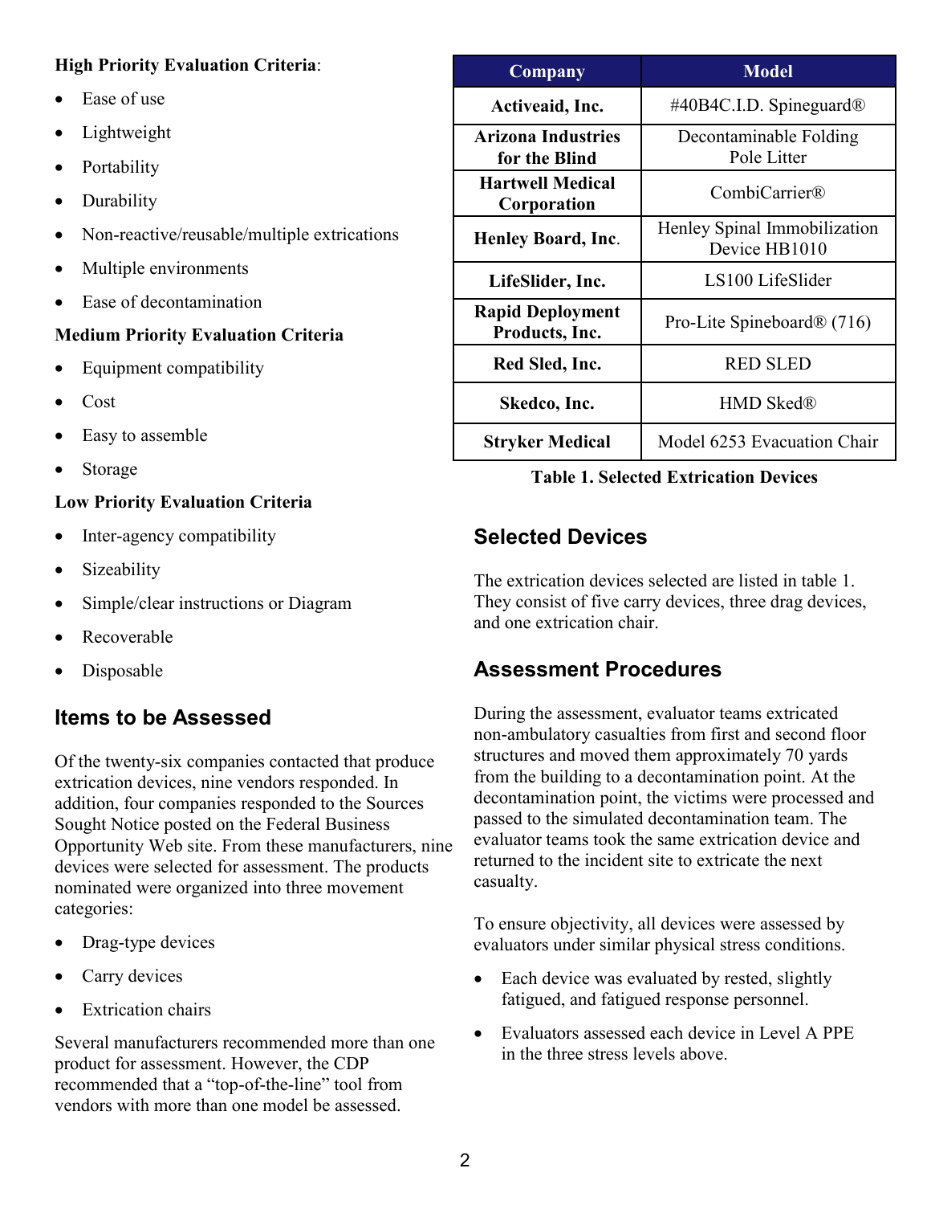**High Priority Evaluation Criteria**:

- Ease of use
- Lightweight
- Portability
- Durability
- Non-reactive/reusable/multiple extrications
- Multiple environments
- Ease of decontamination

**Medium Priority Evaluation Criteria**

- Equipment compatibility
- Cost
- Easy to assemble
- Storage

**Low Priority Evaluation Criteria**

- Inter-agency compatibility
- Sizeability
- Simple/clear instructions or Diagram
- Recoverable
- Disposable

## Items to be Assessed

Of the twenty-six companies contacted that produce extrication devices, nine vendors responded. In addition, four companies responded to the Sources Sought Notice posted on the Federal Business Opportunity Web site. From these manufacturers, nine devices were selected for assessment. The products nominated were organized into three movement categories:

- Drag-type devices
- Carry devices
- Extrication chairs

Several manufacturers recommended more than one product for assessment. However, the CDP recommended that a "top-of-the-line" tool from vendors with more than one model be assessed.

| Company | Model |
|---|---|
| **Activeaid, Inc.** | #40B4C.I.D. Spineguard® |
| **Arizona Industries for the Blind** | Decontaminable Folding Pole Litter |
| **Hartwell Medical Corporation** | CombiCarrier® |
| **Henley Board, Inc.** | Henley Spinal Immobilization Device HB1010 |
| **LifeSlider, Inc.** | LS100 LifeSlider |
| **Rapid Deployment Products, Inc.** | Pro-Lite Spineboard® (716) |
| **Red Sled, Inc.** | RED SLED |
| **Skedco, Inc.** | HMD Sked® |
| **Stryker Medical** | Model 6253 Evacuation Chair |

**Table 1. Selected Extrication Devices**

## Selected Devices

The extrication devices selected are listed in table 1. They consist of five carry devices, three drag devices, and one extrication chair.

## Assessment Procedures

During the assessment, evaluator teams extricated non-ambulatory casualties from first and second floor structures and moved them approximately 70 yards from the building to a decontamination point. At the decontamination point, the victims were processed and passed to the simulated decontamination team. The evaluator teams took the same extrication device and returned to the incident site to extricate the next casualty.

To ensure objectivity, all devices were assessed by evaluators under similar physical stress conditions.

- Each device was evaluated by rested, slightly fatigued, and fatigued response personnel.
- Evaluators assessed each device in Level A PPE in the three stress levels above.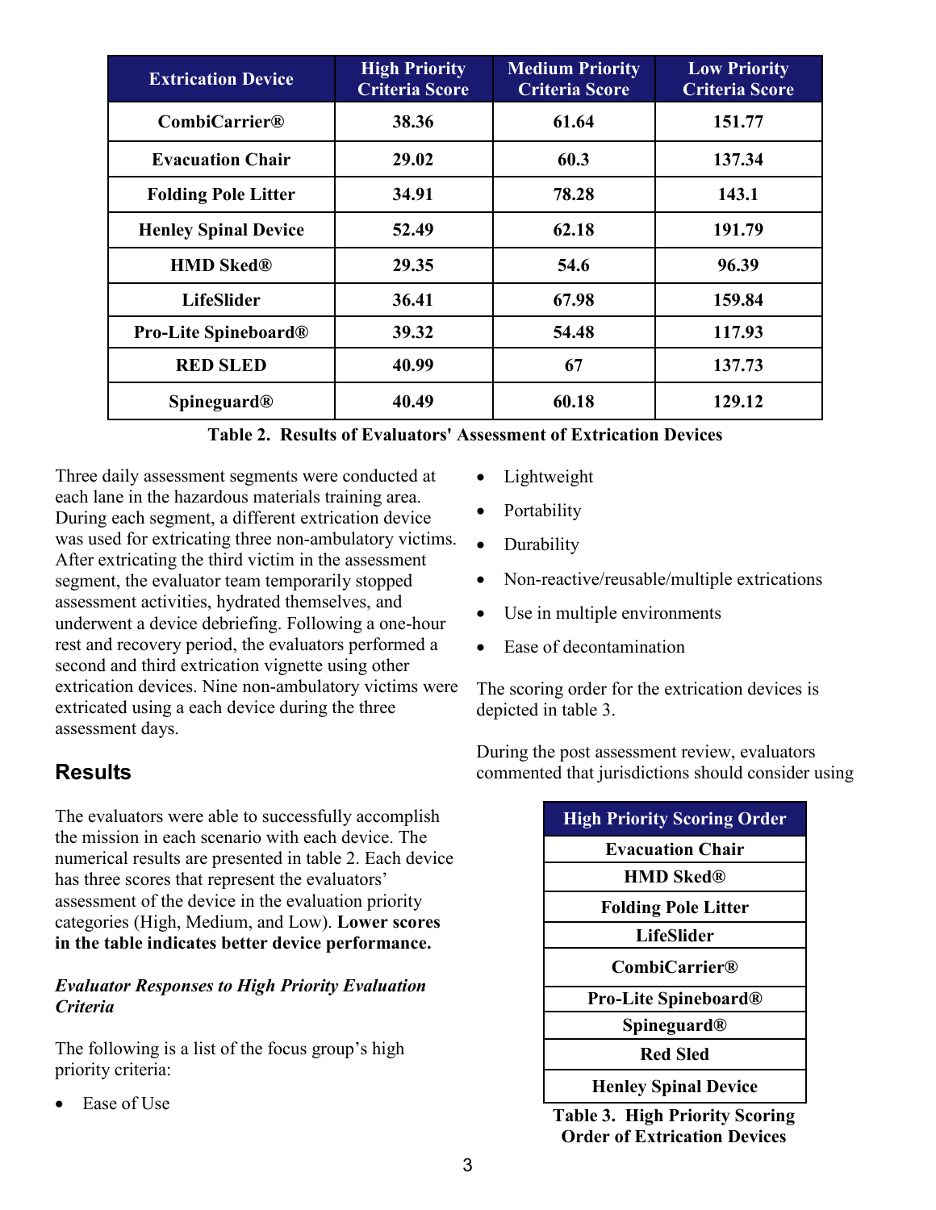| Extrication Device | High Priority Criteria Score | Medium Priority Criteria Score | Low Priority Criteria Score |
|---|---|---|---|
| CombiCarrier® | 38.36 | 61.64 | 151.77 |
| Evacuation Chair | 29.02 | 60.3 | 137.34 |
| Folding Pole Litter | 34.91 | 78.28 | 143.1 |
| Henley Spinal Device | 52.49 | 62.18 | 191.79 |
| HMD Sked® | 29.35 | 54.6 | 96.39 |
| LifeSlider | 36.41 | 67.98 | 159.84 |
| Pro-Lite Spineboard® | 39.32 | 54.48 | 117.93 |
| RED SLED | 40.99 | 67 | 137.73 |
| Spineguard® | 40.49 | 60.18 | 129.12 |

**Table 2. Results of Evaluators' Assessment of Extrication Devices**

Three daily assessment segments were conducted at each lane in the hazardous materials training area. During each segment, a different extrication device was used for extricating three non-ambulatory victims. After extricating the third victim in the assessment segment, the evaluator team temporarily stopped assessment activities, hydrated themselves, and underwent a device debriefing. Following a one-hour rest and recovery period, the evaluators performed a second and third extrication vignette using other extrication devices. Nine non-ambulatory victims were extricated using a each device during the three assessment days.

## Results

The evaluators were able to successfully accomplish the mission in each scenario with each device. The numerical results are presented in table 2. Each device has three scores that represent the evaluators' assessment of the device in the evaluation priority categories (High, Medium, and Low). **Lower scores in the table indicates better device performance.**

### *Evaluator Responses to High Priority Evaluation Criteria*

The following is a list of the focus group's high priority criteria:

- Ease of Use
- Lightweight
- Portability
- Durability
- Non-reactive/reusable/multiple extrications
- Use in multiple environments
- Ease of decontamination

The scoring order for the extrication devices is depicted in table 3.

During the post assessment review, evaluators commented that jurisdictions should consider using

| High Priority Scoring Order |
|---|
| Evacuation Chair |
| HMD Sked® |
| Folding Pole Litter |
| LifeSlider |
| CombiCarrier® |
| Pro-Lite Spineboard® |
| Spineguard® |
| Red Sled |
| Henley Spinal Device |

**Table 3. High Priority Scoring Order of Extrication Devices**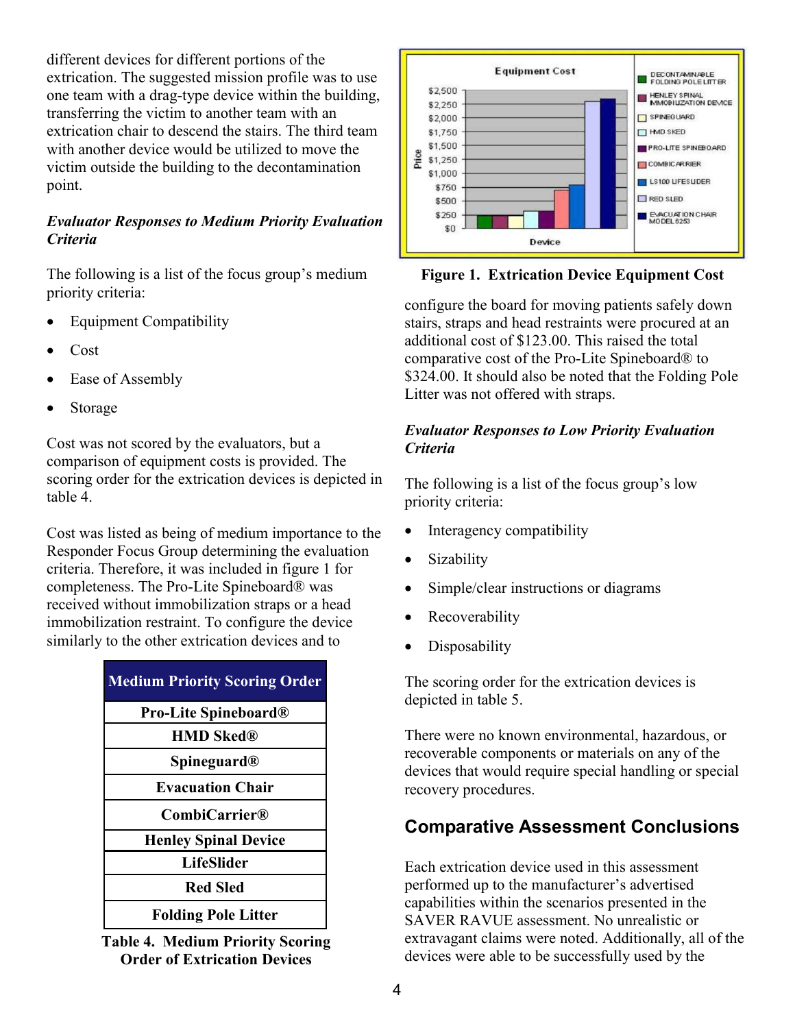different devices for different portions of the extrication. The suggested mission profile was to use one team with a drag-type device within the building, transferring the victim to another team with an extrication chair to descend the stairs. The third team with another device would be utilized to move the victim outside the building to the decontamination point.

### *Evaluator Responses to Medium Priority Evaluation Criteria*

The following is a list of the focus group's medium priority criteria:

- Equipment Compatibility
- Cost
- Ease of Assembly
- Storage

Cost was not scored by the evaluators, but a comparison of equipment costs is provided. The scoring order for the extrication devices is depicted in table 4.

Cost was listed as being of medium importance to the Responder Focus Group determining the evaluation criteria. Therefore, it was included in figure 1 for completeness. The Pro-Lite Spineboard® was received without immobilization straps or a head immobilization restraint. To configure the device similarly to the other extrication devices and to configure the board for moving patients safely down stairs, straps and head restraints were procured at an additional cost of $123.00. This raised the total comparative cost of the Pro-Lite Spineboard® to $324.00. It should also be noted that the Folding Pole Litter was not offered with straps.

| Medium Priority Scoring Order |
|---|
| Pro-Lite Spineboard® |
| HMD Sked® |
| Spineguard® |
| Evacuation Chair |
| CombiCarrier® |
| Henley Spinal Device |
| LifeSlider |
| Red Sled |
| Folding Pole Litter |

**Table 4. Medium Priority Scoring Order of Extrication Devices**

**Figure 1. Extrication Device Equipment Cost**

### *Evaluator Responses to Low Priority Evaluation Criteria*

The following is a list of the focus group's low priority criteria:

- Interagency compatibility
- Sizability
- Simple/clear instructions or diagrams
- Recoverability
- Disposability

The scoring order for the extrication devices is depicted in table 5.

There were no known environmental, hazardous, or recoverable components or materials on any of the devices that would require special handling or special recovery procedures.

## Comparative Assessment Conclusions

Each extrication device used in this assessment performed up to the manufacturer's advertised capabilities within the scenarios presented in the SAVER RAVUE assessment. No unrealistic or extravagant claims were noted. Additionally, all of the devices were able to be successfully used by the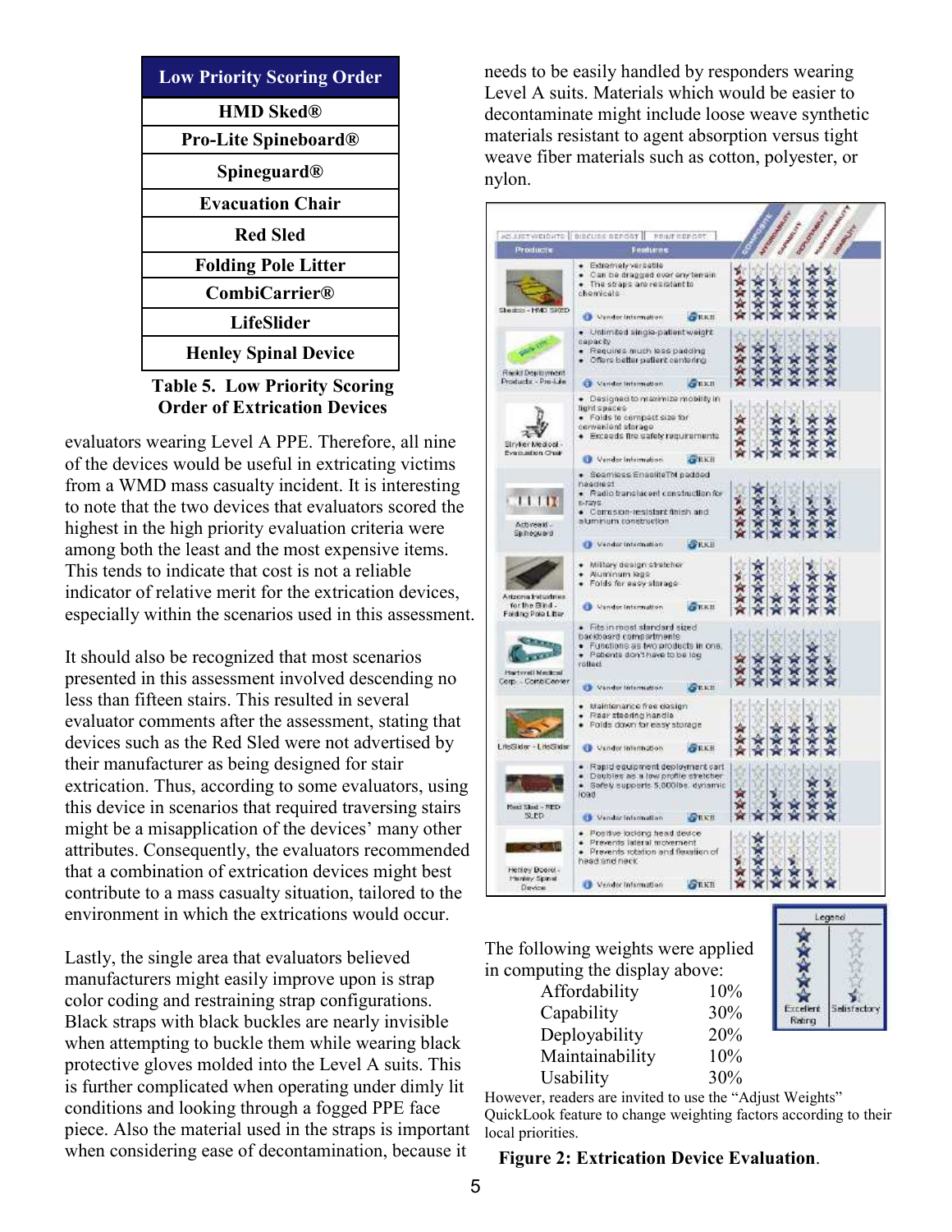| Low Priority Scoring Order |
|---|
| HMD Sked® |
| Pro-Lite Spineboard® |
| Spineguard® |
| Evacuation Chair |
| Red Sled |
| Folding Pole Litter |
| CombiCarrier® |
| LifeSlider |
| Henley Spinal Device |

**Table 5. Low Priority Scoring Order of Extrication Devices**

evaluators wearing Level A PPE. Therefore, all nine of the devices would be useful in extricating victims from a WMD mass casualty incident. It is interesting to note that the two devices that evaluators scored the highest in the high priority evaluation criteria were among both the least and the most expensive items. This tends to indicate that cost is not a reliable indicator of relative merit for the extrication devices, especially within the scenarios used in this assessment.

It should also be recognized that most scenarios presented in this assessment involved descending no less than fifteen stairs. This resulted in several evaluator comments after the assessment, stating that devices such as the Red Sled were not advertised by their manufacturer as being designed for stair extrication. Thus, according to some evaluators, using this device in scenarios that required traversing stairs might be a misapplication of the devices' many other attributes. Consequently, the evaluators recommended that a combination of extrication devices might best contribute to a mass casualty situation, tailored to the environment in which the extrications would occur.

Lastly, the single area that evaluators believed manufacturers might easily improve upon is strap color coding and restraining strap configurations. Black straps with black buckles are nearly invisible when attempting to buckle them while wearing black protective gloves molded into the Level A suits. This is further complicated when operating under dimly lit conditions and looking through a fogged PPE face piece. Also the material used in the straps is important when considering ease of decontamination, because it needs to be easily handled by responders wearing Level A suits. Materials which would be easier to decontaminate might include loose weave synthetic materials resistant to agent absorption versus tight weave fiber materials such as cotton, polyester, or nylon.

ADJUST WEIGHTS | DISCUSS REPORT | PRINT REPORT

Products | Features

COMPOSITE | AFFORDABILITY | CAPABILITY | DEPLOYABILITY | MAINTAINABILITY | USABILITY

Skedco - HMD SKED
- Extremely versatile
- Can be dragged over any terrain
- The straps are resistant to chemicals

Vendor Information | RKB

Rapid Deployment Products - Pro-Lite
- Unlimited single-patient weight capacity
- Requires much less padding
- Offers better patient centering

Vendor Information | RKB

Stryker Medical - Evacuation Chair
- Designed to maximize mobility in tight spaces
- Folds to compact size for convenient storage
- Exceeds fire safety requirements

Vendor Information | RKB

Achievest - Spineguard
- Seamless EnsoliteTM padded headrest
- Radio translucent construction for x-rays
- Corrosion-resistant finish and aluminum construction

Vendor Information | RKB

Arizona Industries for the Blind - Folding Pole Litter
- Military design stretcher
- Aluminum legs
- Folds for easy storage

Vendor Information | RKB

Hartwell Medical Corp. - CombiCarrier
- Fits in most standard sized backboard compartments
- Functions as two products in one.
- Patients don't have to be log rolled

Vendor Information | RKB

LifeSlider - LifeSlider
- Maintenance free design
- Rear steering handle
- Folds down for easy storage

Vendor Information | RKB

Red Sled - RED SLED
- Rapid equipment deployment cart
- Doubles as a low profile stretcher
- Safely supports 5,000lbs. dynamic load

Vendor Information | RKB

Henley Board - Henley Spinal Device
- Positive locking head device
- Prevents lateral movement
- Prevents rotation and flexion of head and neck

Vendor Information | RKB

Legend: Excellent Rating | Satisfactory

The following weights were applied in computing the display above:

| | |
|---|---|
| Affordability | 10% |
| Capability | 30% |
| Deployability | 20% |
| Maintainability | 10% |
| Usability | 30% |

However, readers are invited to use the "Adjust Weights" QuickLook feature to change weighting factors according to their local priorities.

**Figure 2: Extrication Device Evaluation.**